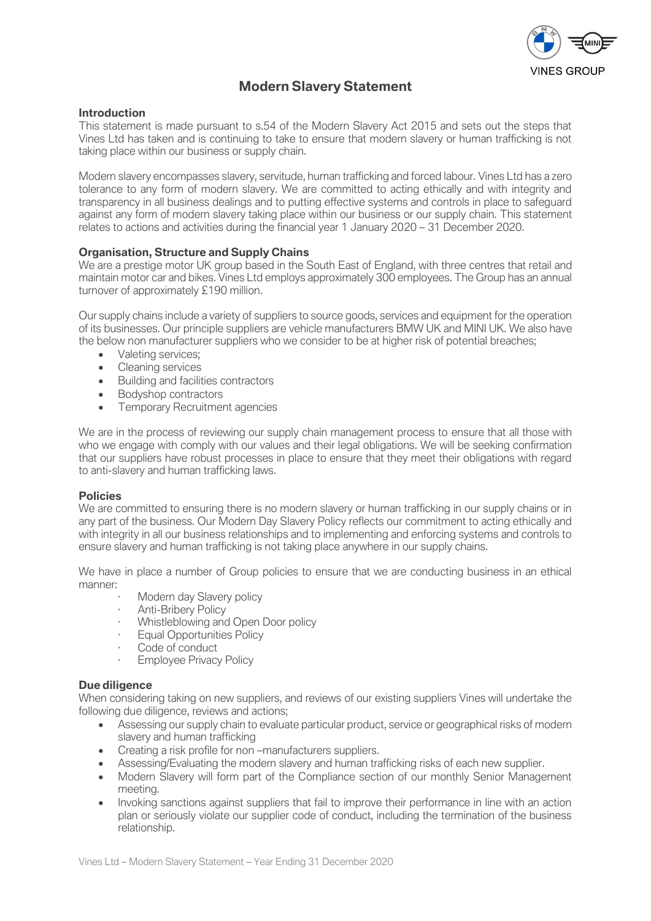VINES GROUP

# Modern Slavery Statement

## Introduction

This statement is made pursuant to s.54 of the Modern Slavery Act 2015 and sets out the steps that Vines Ltd has taken and is continuing to take to ensure that modern slavery or human trafficking is not taking place within our business or supply chain.

Modern slavery encompasses slavery, servitude, human trafficking and forced labour. Vines Ltd has a zero tolerance to any form of modern slavery. We are committed to acting ethically and with integrity and transparency in all business dealings and to putting effective systems and controls in place to safeguard against any form of modern slavery taking place within our business or our supply chain. This statement relates to actions and activities during the financial year 1 January 2020 – 31 December 2020.

## Organisation, Structure and Supply Chains

We are a prestige motor UK group based in the South East of England, with three centres that retail and maintain motor car and bikes. Vines Ltd employs approximately 300 employees. The Group has an annual turnover of approximately £190 million.

Our supply chains include a variety of suppliers to source goods, services and equipment for the operation of its businesses. Our principle suppliers are vehicle manufacturers BMW UK and MINI UK. We also have the below non manufacturer suppliers who we consider to be at higher risk of potential breaches;

- Valeting services;
- Cleaning services
- Building and facilities contractors
- Bodyshop contractors
- Temporary Recruitment agencies

We are in the process of reviewing our supply chain management process to ensure that all those with who we engage with comply with our values and their legal obligations. We will be seeking confirmation that our suppliers have robust processes in place to ensure that they meet their obligations with regard to anti-slavery and human trafficking laws.

## Policies

We are committed to ensuring there is no modern slavery or human trafficking in our supply chains or in any part of the business. Our Modern Day Slavery Policy reflects our commitment to acting ethically and with integrity in all our business relationships and to implementing and enforcing systems and controls to ensure slavery and human trafficking is not taking place anywhere in our supply chains.

We have in place a number of Group policies to ensure that we are conducting business in an ethical manner:

- Modern day Slavery policy
- Anti-Bribery Policy
- Whistleblowing and Open Door policy
- Equal Opportunities Policy
- Code of conduct
- Employee Privacy Policy

## Due diligence

When considering taking on new suppliers, and reviews of our existing suppliers Vines will undertake the following due diligence, reviews and actions;

- Assessing our supply chain to evaluate particular product, service or geographical risks of modern slavery and human trafficking
- Creating a risk profile for non –manufacturers suppliers.
- Assessing/Evaluating the modern slavery and human trafficking risks of each new supplier.
- Modern Slavery will form part of the Compliance section of our monthly Senior Management meeting.
- Invoking sanctions against suppliers that fail to improve their performance in line with an action plan or seriously violate our supplier code of conduct, including the termination of the business relationship.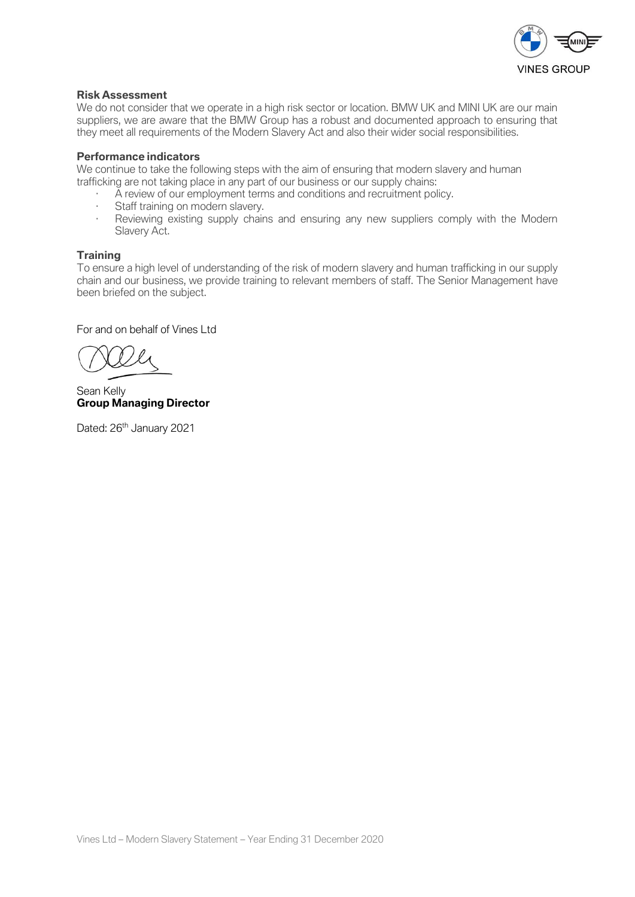## Risk Assessment

We do not consider that we operate in a high risk sector or location. BMW UK and MINI UK are our main suppliers, we are aware that the BMW Group has a robust and documented approach to ensuring that they meet all requirements of the Modern Slavery Act and also their wider social responsibilities.

## Performance indicators

We continue to take the following steps with the aim of ensuring that modern slavery and human trafficking are not taking place in any part of our business or our supply chains:

- A review of our employment terms and conditions and recruitment policy.
- Staff training on modern slavery.
- Reviewing existing supply chains and ensuring any new suppliers comply with the Modern Slavery Act.

## Training

To ensure a high level of understanding of the risk of modern slavery and human trafficking in our supply chain and our business, we provide training to relevant members of staff. The Senior Management have been briefed on the subject.

For and on behalf of Vines Ltd

Sean Kelly
**Group Managing Director**

Dated: 26th January 2021